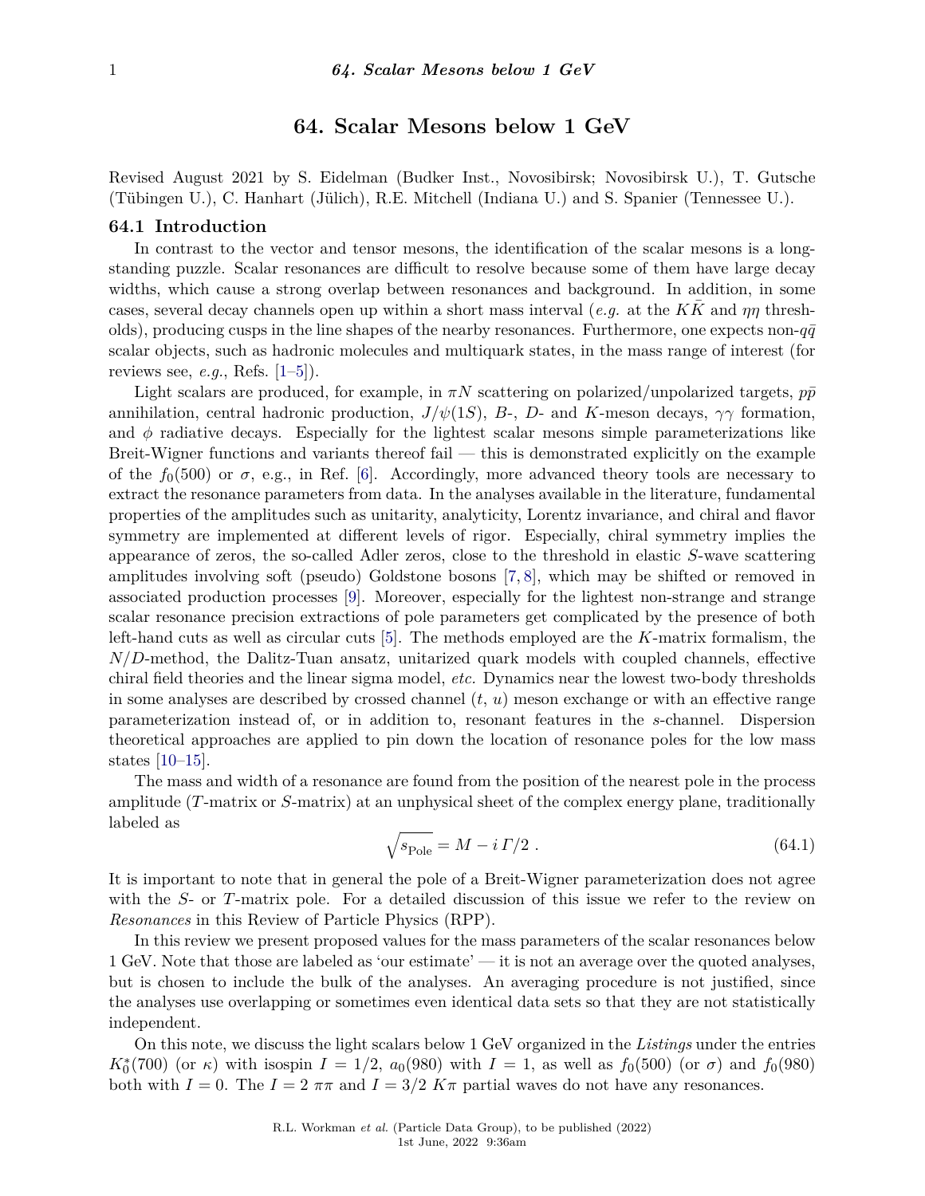# 64. Scalar Mesons below 1 GeV

Revised August 2021 by S. Eidelman (Budker Inst., Novosibirsk; Novosibirsk U.), T. Gutsche (Tübingen U.), C. Hanhart (Jülich), R.E. Mitchell (Indiana U.) and S. Spanier (Tennessee U.).

## 64.1 Introduction

In contrast to the vector and tensor mesons, the identification of the scalar mesons is a long-standing puzzle. Scalar resonances are difficult to resolve because some of them have large decay widths, which cause a strong overlap between resonances and background. In addition, in some cases, several decay channels open up within a short mass interval (*e.g.* at the $K\bar{K}$ and $\eta\eta$ thresholds), producing cusps in the line shapes of the nearby resonances. Furthermore, one expects non-$q\bar{q}$ scalar objects, such as hadronic molecules and multiquark states, in the mass range of interest (for reviews see, *e.g.*, Refs. [1–5]).

Light scalars are produced, for example, in $\pi N$ scattering on polarized/unpolarized targets, $p\bar{p}$ annihilation, central hadronic production, $J/\psi(1S)$, $B$-, $D$- and $K$-meson decays, $\gamma\gamma$ formation, and $\phi$ radiative decays. Especially for the lightest scalar mesons simple parameterizations like Breit-Wigner functions and variants thereof fail — this is demonstrated explicitly on the example of the $f_0(500)$ or $\sigma$, e.g., in Ref. [6]. Accordingly, more advanced theory tools are necessary to extract the resonance parameters from data. In the analyses available in the literature, fundamental properties of the amplitudes such as unitarity, analyticity, Lorentz invariance, and chiral and flavor symmetry are implemented at different levels of rigor. Especially, chiral symmetry implies the appearance of zeros, the so-called Adler zeros, close to the threshold in elastic $S$-wave scattering amplitudes involving soft (pseudo) Goldstone bosons [7, 8], which may be shifted or removed in associated production processes [9]. Moreover, especially for the lightest non-strange and strange scalar resonance precision extractions of pole parameters get complicated by the presence of both left-hand cuts as well as circular cuts [5]. The methods employed are the $K$-matrix formalism, the $N/D$-method, the Dalitz-Tuan ansatz, unitarized quark models with coupled channels, effective chiral field theories and the linear sigma model, *etc.* Dynamics near the lowest two-body thresholds in some analyses are described by crossed channel ($t$, $u$) meson exchange or with an effective range parameterization instead of, or in addition to, resonant features in the $s$-channel. Dispersion theoretical approaches are applied to pin down the location of resonance poles for the low mass states [10–15].

The mass and width of a resonance are found from the position of the nearest pole in the process amplitude ($T$-matrix or $S$-matrix) at an unphysical sheet of the complex energy plane, traditionally labeled as

$$\sqrt{s_{\text{Pole}}} = M - i\,\Gamma/2 \; . \tag{64.1}$$

It is important to note that in general the pole of a Breit-Wigner parameterization does not agree with the $S$- or $T$-matrix pole. For a detailed discussion of this issue we refer to the review on *Resonances* in this Review of Particle Physics (RPP).

In this review we present proposed values for the mass parameters of the scalar resonances below 1 GeV. Note that those are labeled as 'our estimate' — it is not an average over the quoted analyses, but is chosen to include the bulk of the analyses. An averaging procedure is not justified, since the analyses use overlapping or sometimes even identical data sets so that they are not statistically independent.

On this note, we discuss the light scalars below 1 GeV organized in the *Listings* under the entries $K_0^*(700)$ (or $\kappa$) with isospin $I = 1/2$, $a_0(980)$ with $I = 1$, as well as $f_0(500)$ (or $\sigma$) and $f_0(980)$ both with $I = 0$. The $I = 2$ $\pi\pi$ and $I = 3/2$ $K\pi$ partial waves do not have any resonances.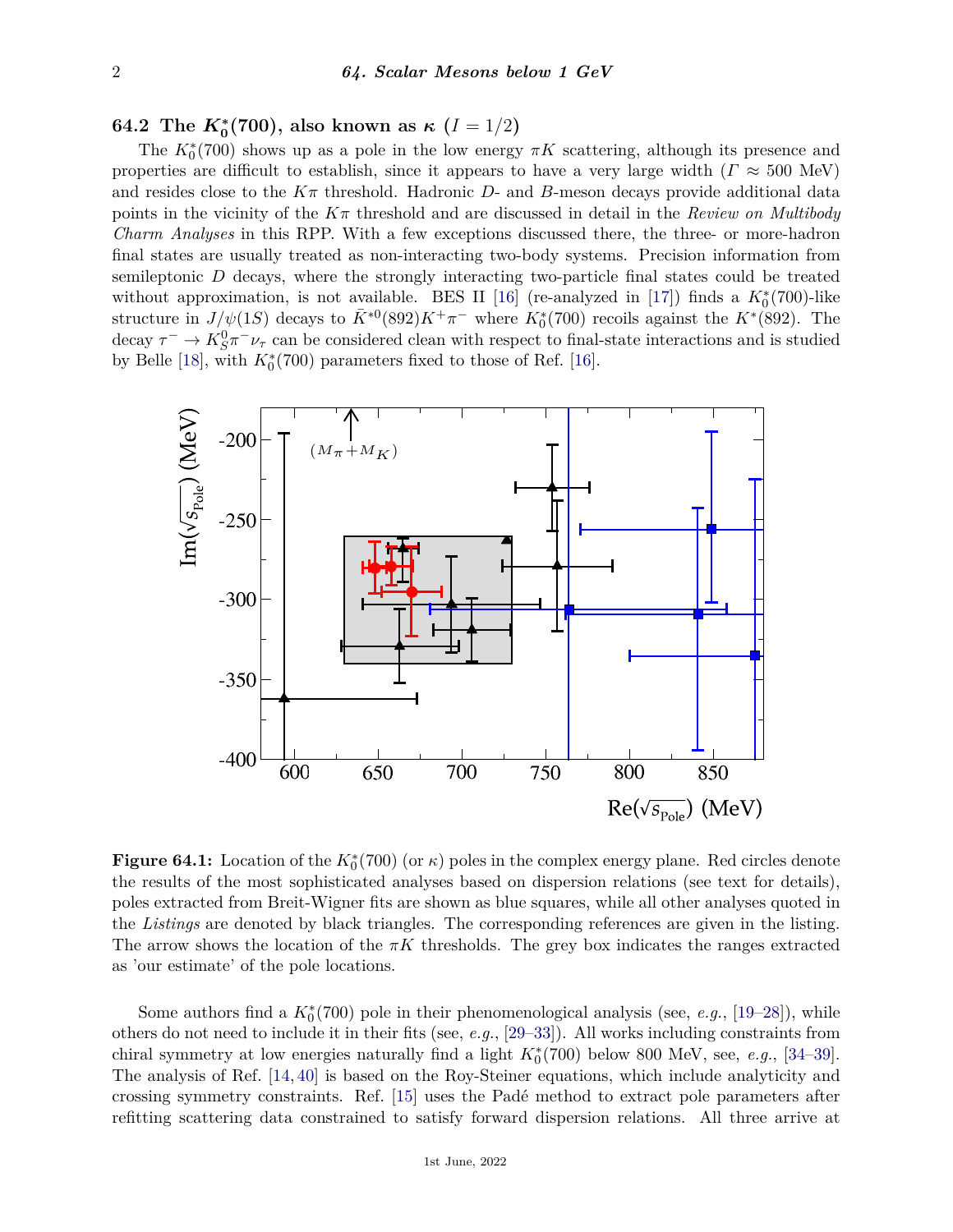## 64.2 The $K_0^*(700)$, also known as $\kappa$ ($I = 1/2$)

The $K_0^*(700)$ shows up as a pole in the low energy $\pi K$ scattering, although its presence and properties are difficult to establish, since it appears to have a very large width ($\Gamma \approx 500$ MeV) and resides close to the $K\pi$ threshold. Hadronic $D$- and $B$-meson decays provide additional data points in the vicinity of the $K\pi$ threshold and are discussed in detail in the *Review on Multibody Charm Analyses* in this RPP. With a few exceptions discussed there, the three- or more-hadron final states are usually treated as non-interacting two-body systems. Precision information from semileptonic $D$ decays, where the strongly interacting two-particle final states could be treated without approximation, is not available. BES II [16] (re-analyzed in [17]) finds a $K_0^*(700)$-like structure in $J/\psi(1S)$ decays to $\bar{K}^{*0}(892)K^+\pi^-$ where $K_0^*(700)$ recoils against the $K^*(892)$. The decay $\tau^- \to K_S^0\pi^-\nu_\tau$ can be considered clean with respect to final-state interactions and is studied by Belle [18], with $K_0^*(700)$ parameters fixed to those of Ref. [16].

**Figure 64.1:** Location of the $K_0^*(700)$ (or $\kappa$) poles in the complex energy plane. Red circles denote the results of the most sophisticated analyses based on dispersion relations (see text for details), poles extracted from Breit-Wigner fits are shown as blue squares, while all other analyses quoted in the *Listings* are denoted by black triangles. The corresponding references are given in the listing. The arrow shows the location of the $\pi K$ thresholds. The grey box indicates the ranges extracted as 'our estimate' of the pole locations.

Some authors find a $K_0^*(700)$ pole in their phenomenological analysis (see, *e.g.*, [19–28]), while others do not need to include it in their fits (see, *e.g.*, [29–33]). All works including constraints from chiral symmetry at low energies naturally find a light $K_0^*(700)$ below 800 MeV, see, *e.g.*, [34–39]. The analysis of Ref. [14, 40] is based on the Roy-Steiner equations, which include analyticity and crossing symmetry constraints. Ref. [15] uses the Padé method to extract pole parameters after refitting scattering data constrained to satisfy forward dispersion relations. All three arrive at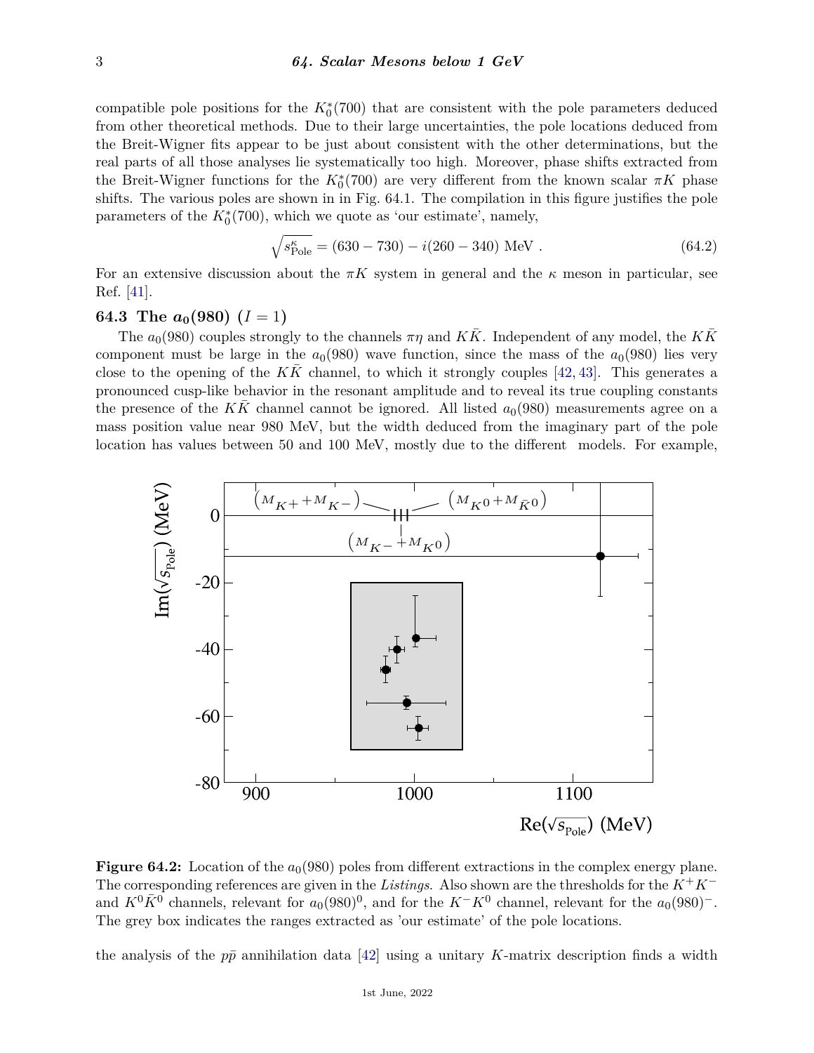compatible pole positions for the $K_0^*(700)$ that are consistent with the pole parameters deduced from other theoretical methods. Due to their large uncertainties, the pole locations deduced from the Breit-Wigner fits appear to be just about consistent with the other determinations, but the real parts of all those analyses lie systematically too high. Moreover, phase shifts extracted from the Breit-Wigner functions for the $K_0^*(700)$ are very different from the known scalar $\pi K$ phase shifts. The various poles are shown in in Fig. 64.1. The compilation in this figure justifies the pole parameters of the $K_0^*(700)$, which we quote as 'our estimate', namely,

$$\sqrt{s^{\kappa}_{\text{Pole}}} = (630 - 730) - i(260 - 340) \text{ MeV} . \quad (64.2)$$

For an extensive discussion about the $\pi K$ system in general and the $\kappa$ meson in particular, see Ref. [41].

### 64.3 The $a_0(980)$ ($I = 1$)

The $a_0(980)$ couples strongly to the channels $\pi\eta$ and $K\bar{K}$. Independent of any model, the $K\bar{K}$ component must be large in the $a_0(980)$ wave function, since the mass of the $a_0(980)$ lies very close to the opening of the $K\bar{K}$ channel, to which it strongly couples [42, 43]. This generates a pronounced cusp-like behavior in the resonant amplitude and to reveal its true coupling constants the presence of the $K\bar{K}$ channel cannot be ignored. All listed $a_0(980)$ measurements agree on a mass position value near 980 MeV, but the width deduced from the imaginary part of the pole location has values between 50 and 100 MeV, mostly due to the different models. For example,

**Figure 64.2:** Location of the $a_0(980)$ poles from different extractions in the complex energy plane. The corresponding references are given in the *Listings*. Also shown are the thresholds for the $K^+K^-$ and $K^0\bar{K}^0$ channels, relevant for $a_0(980)^0$, and for the $K^-K^0$ channel, relevant for the $a_0(980)^-$. The grey box indicates the ranges extracted as 'our estimate' of the pole locations.

the analysis of the $p\bar{p}$ annihilation data [42] using a unitary $K$-matrix description finds a width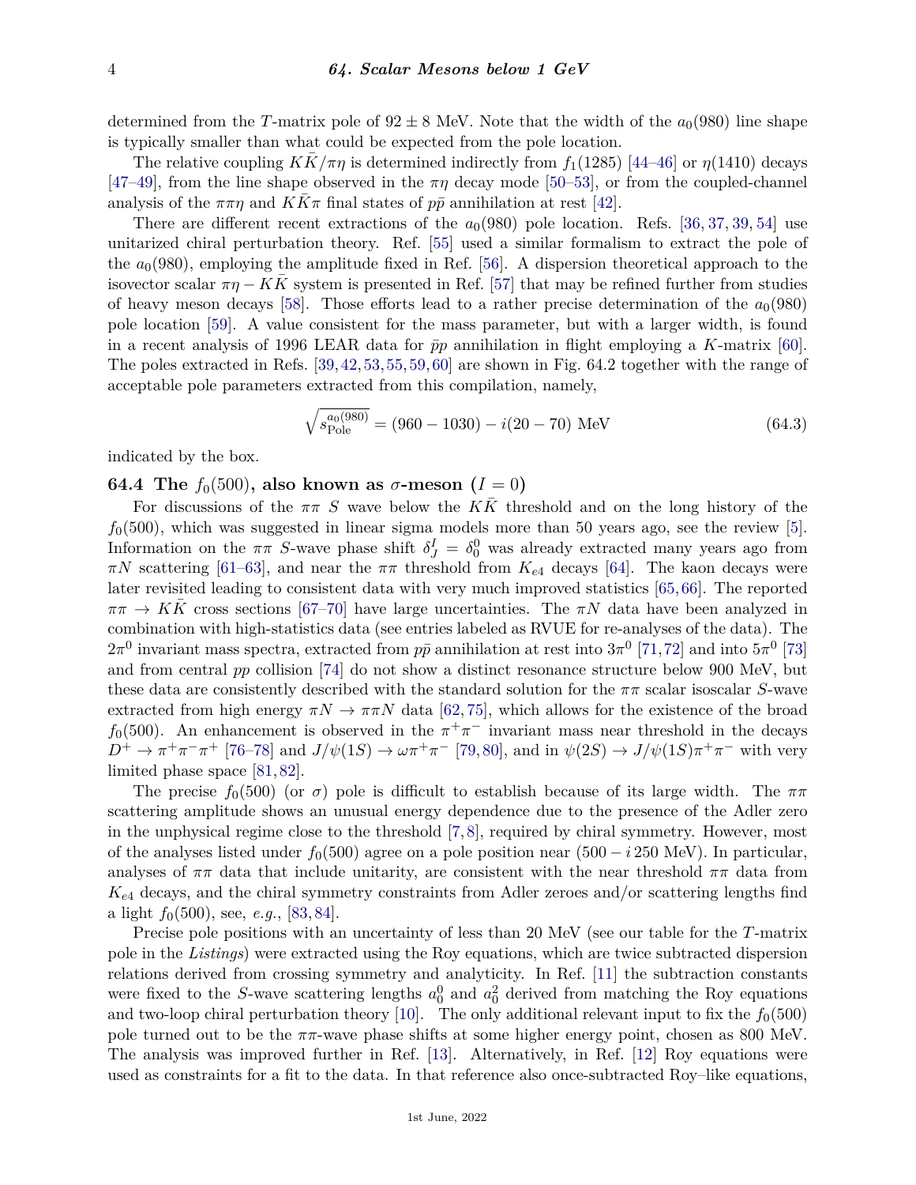determined from the $T$-matrix pole of $92 \pm 8$ MeV. Note that the width of the $a_0(980)$ line shape is typically smaller than what could be expected from the pole location.

The relative coupling $K\bar{K}/\pi\eta$ is determined indirectly from $f_1(1285)$ [44–46] or $\eta(1410)$ decays [47–49], from the line shape observed in the $\pi\eta$ decay mode [50–53], or from the coupled-channel analysis of the $\pi\pi\eta$ and $K\bar{K}\pi$ final states of $p\bar{p}$ annihilation at rest [42].

There are different recent extractions of the $a_0(980)$ pole location. Refs. [36, 37, 39, 54] use unitarized chiral perturbation theory. Ref. [55] used a similar formalism to extract the pole of the $a_0(980)$, employing the amplitude fixed in Ref. [56]. A dispersion theoretical approach to the isovector scalar $\pi\eta - K\bar{K}$ system is presented in Ref. [57] that may be refined further from studies of heavy meson decays [58]. Those efforts lead to a rather precise determination of the $a_0(980)$ pole location [59]. A value consistent for the mass parameter, but with a larger width, is found in a recent analysis of 1996 LEAR data for $\bar{p}p$ annihilation in flight employing a $K$-matrix [60]. The poles extracted in Refs. [39, 42, 53, 55, 59, 60] are shown in Fig. 64.2 together with the range of acceptable pole parameters extracted from this compilation, namely,

$$\sqrt{s_{\text{Pole}}^{a_0(980)}} = (960 - 1030) - i(20 - 70) \text{ MeV} \tag{64.3}$$

indicated by the box.

## 64.4 The $f_0(500)$, also known as $\sigma$-meson ($I = 0$)

For discussions of the $\pi\pi$ $S$ wave below the $K\bar{K}$ threshold and on the long history of the $f_0(500)$, which was suggested in linear sigma models more than 50 years ago, see the review [5]. Information on the $\pi\pi$ $S$-wave phase shift $\delta_J^I = \delta_0^0$ was already extracted many years ago from $\pi N$ scattering [61–63], and near the $\pi\pi$ threshold from $K_{e4}$ decays [64]. The kaon decays were later revisited leading to consistent data with very much improved statistics [65, 66]. The reported $\pi\pi \to K\bar{K}$ cross sections [67–70] have large uncertainties. The $\pi N$ data have been analyzed in combination with high-statistics data (see entries labeled as RVUE for re-analyses of the data). The $2\pi^0$ invariant mass spectra, extracted from $p\bar{p}$ annihilation at rest into $3\pi^0$ [71, 72] and into $5\pi^0$ [73] and from central $pp$ collision [74] do not show a distinct resonance structure below 900 MeV, but these data are consistently described with the standard solution for the $\pi\pi$ scalar isoscalar $S$-wave extracted from high energy $\pi N \to \pi\pi N$ data [62, 75], which allows for the existence of the broad $f_0(500)$. An enhancement is observed in the $\pi^+\pi^-$ invariant mass near threshold in the decays $D^+ \to \pi^+\pi^-\pi^+$ [76–78] and $J/\psi(1S) \to \omega\pi^+\pi^-$ [79, 80], and in $\psi(2S) \to J/\psi(1S)\pi^+\pi^-$ with very limited phase space [81, 82].

The precise $f_0(500)$ (or $\sigma$) pole is difficult to establish because of its large width. The $\pi\pi$ scattering amplitude shows an unusual energy dependence due to the presence of the Adler zero in the unphysical regime close to the threshold [7, 8], required by chiral symmetry. However, most of the analyses listed under $f_0(500)$ agree on a pole position near $(500 - i\,250$ MeV$)$. In particular, analyses of $\pi\pi$ data that include unitarity, are consistent with the near threshold $\pi\pi$ data from $K_{e4}$ decays, and the chiral symmetry constraints from Adler zeroes and/or scattering lengths find a light $f_0(500)$, see, *e.g.*, [83, 84].

Precise pole positions with an uncertainty of less than 20 MeV (see our table for the $T$-matrix pole in the *Listings*) were extracted using the Roy equations, which are twice subtracted dispersion relations derived from crossing symmetry and analyticity. In Ref. [11] the subtraction constants were fixed to the $S$-wave scattering lengths $a_0^0$ and $a_0^2$ derived from matching the Roy equations and two-loop chiral perturbation theory [10]. The only additional relevant input to fix the $f_0(500)$ pole turned out to be the $\pi\pi$-wave phase shifts at some higher energy point, chosen as 800 MeV. The analysis was improved further in Ref. [13]. Alternatively, in Ref. [12] Roy equations were used as constraints for a fit to the data. In that reference also once-subtracted Roy–like equations,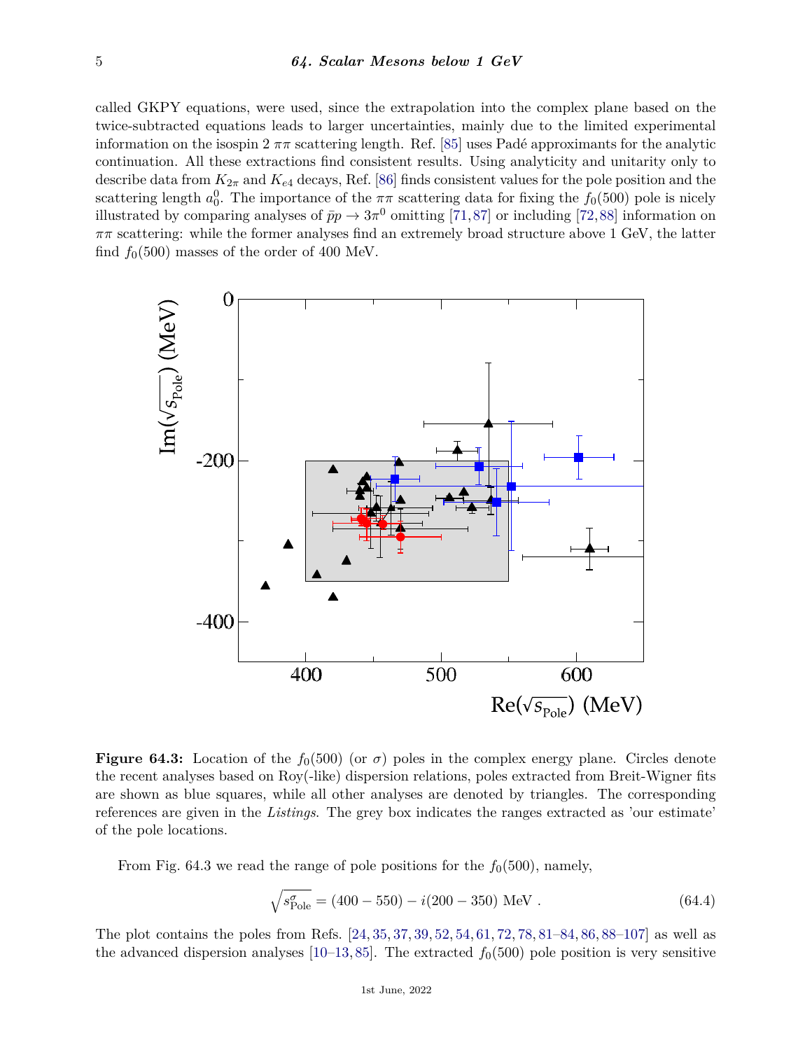called GKPY equations, were used, since the extrapolation into the complex plane based on the twice-subtracted equations leads to larger uncertainties, mainly due to the limited experimental information on the isospin 2 $\pi\pi$ scattering length. Ref. [85] uses Padé approximants for the analytic continuation. All these extractions find consistent results. Using analyticity and unitarity only to describe data from $K_{2\pi}$ and $K_{e4}$ decays, Ref. [86] finds consistent values for the pole position and the scattering length $a_0^0$. The importance of the $\pi\pi$ scattering data for fixing the $f_0(500)$ pole is nicely illustrated by comparing analyses of $\bar{p}p \to 3\pi^0$ omitting [71, 87] or including [72, 88] information on $\pi\pi$ scattering: while the former analyses find an extremely broad structure above 1 GeV, the latter find $f_0(500)$ masses of the order of 400 MeV.

**Figure 64.3:** Location of the $f_0(500)$ (or $\sigma$) poles in the complex energy plane. Circles denote the recent analyses based on Roy(-like) dispersion relations, poles extracted from Breit-Wigner fits are shown as blue squares, while all other analyses are denoted by triangles. The corresponding references are given in the *Listings*. The grey box indicates the ranges extracted as 'our estimate' of the pole locations.

From Fig. 64.3 we read the range of pole positions for the $f_0(500)$, namely,

$$\sqrt{s^{\sigma}_{\rm Pole}} = (400 - 550) - i(200 - 350) \text{ MeV} . \tag{64.4}$$

The plot contains the poles from Refs. [24, 35, 37, 39, 52, 54, 61, 72, 78, 81–84, 86, 88–107] as well as the advanced dispersion analyses [10–13, 85]. The extracted $f_0(500)$ pole position is very sensitive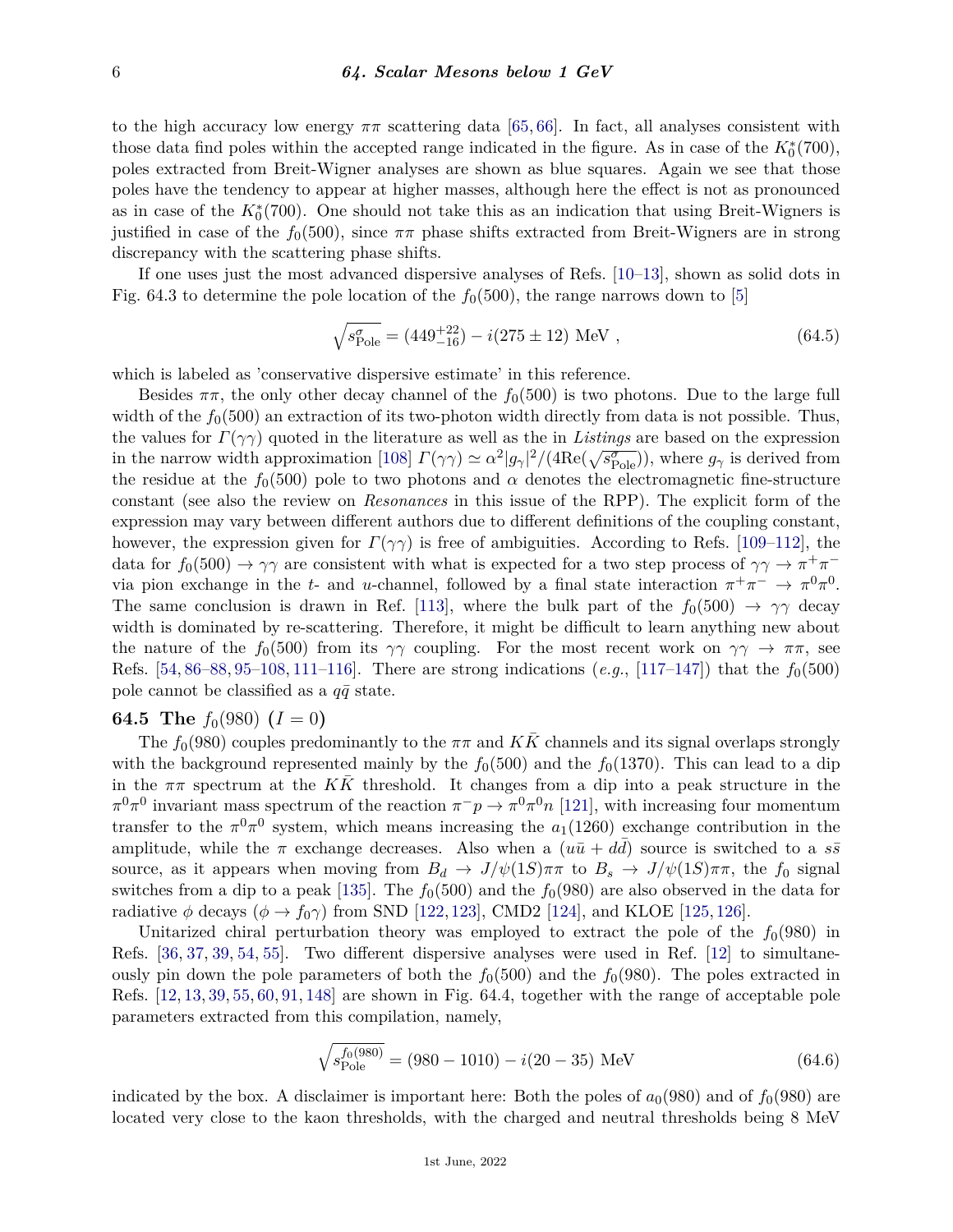to the high accuracy low energy $\pi\pi$ scattering data [65, 66]. In fact, all analyses consistent with those data find poles within the accepted range indicated in the figure. As in case of the $K_0^*(700)$, poles extracted from Breit-Wigner analyses are shown as blue squares. Again we see that those poles have the tendency to appear at higher masses, although here the effect is not as pronounced as in case of the $K_0^*(700)$. One should not take this as an indication that using Breit-Wigners is justified in case of the $f_0(500)$, since $\pi\pi$ phase shifts extracted from Breit-Wigners are in strong discrepancy with the scattering phase shifts.

If one uses just the most advanced dispersive analyses of Refs. [10–13], shown as solid dots in Fig. 64.3 to determine the pole location of the $f_0(500)$, the range narrows down to [5]

$$\sqrt{s^{\sigma}_{\rm Pole}} = (449^{+22}_{-16}) - i(275 \pm 12)\ \text{MeV}\ , \tag{64.5}$$

which is labeled as 'conservative dispersive estimate' in this reference.

Besides $\pi\pi$, the only other decay channel of the $f_0(500)$ is two photons. Due to the large full width of the $f_0(500)$ an extraction of its two-photon width directly from data is not possible. Thus, the values for $\Gamma(\gamma\gamma)$ quoted in the literature as well as the in *Listings* are based on the expression in the narrow width approximation [108] $\Gamma(\gamma\gamma) \simeq \alpha^2 |g_\gamma|^2/(4{\rm Re}(\sqrt{s^{\sigma}_{\rm Pole}}))$, where $g_\gamma$ is derived from the residue at the $f_0(500)$ pole to two photons and $\alpha$ denotes the electromagnetic fine-structure constant (see also the review on *Resonances* in this issue of the RPP). The explicit form of the expression may vary between different authors due to different definitions of the coupling constant, however, the expression given for $\Gamma(\gamma\gamma)$ is free of ambiguities. According to Refs. [109–112], the data for $f_0(500) \to \gamma\gamma$ are consistent with what is expected for a two step process of $\gamma\gamma \to \pi^+\pi^-$ via pion exchange in the $t$- and $u$-channel, followed by a final state interaction $\pi^+\pi^- \to \pi^0\pi^0$. The same conclusion is drawn in Ref. [113], where the bulk part of the $f_0(500) \to \gamma\gamma$ decay width is dominated by re-scattering. Therefore, it might be difficult to learn anything new about the nature of the $f_0(500)$ from its $\gamma\gamma$ coupling. For the most recent work on $\gamma\gamma \to \pi\pi$, see Refs. [54, 86–88, 95–108, 111–116]. There are strong indications (*e.g.*, [117–147]) that the $f_0(500)$ pole cannot be classified as a $q\bar{q}$ state.

## 64.5 The $f_0(980)$ $(I = 0)$

The $f_0(980)$ couples predominantly to the $\pi\pi$ and $K\bar{K}$ channels and its signal overlaps strongly with the background represented mainly by the $f_0(500)$ and the $f_0(1370)$. This can lead to a dip in the $\pi\pi$ spectrum at the $K\bar{K}$ threshold. It changes from a dip into a peak structure in the $\pi^0\pi^0$ invariant mass spectrum of the reaction $\pi^-p \to \pi^0\pi^0 n$ [121], with increasing four momentum transfer to the $\pi^0\pi^0$ system, which means increasing the $a_1(1260)$ exchange contribution in the amplitude, while the $\pi$ exchange decreases. Also when a $(u\bar{u} + d\bar{d})$ source is switched to a $s\bar{s}$ source, as it appears when moving from $B_d \to J/\psi(1S)\pi\pi$ to $B_s \to J/\psi(1S)\pi\pi$, the $f_0$ signal switches from a dip to a peak [135]. The $f_0(500)$ and the $f_0(980)$ are also observed in the data for radiative $\phi$ decays ($\phi \to f_0\gamma$) from SND [122, 123], CMD2 [124], and KLOE [125, 126].

Unitarized chiral perturbation theory was employed to extract the pole of the $f_0(980)$ in Refs. [36, 37, 39, 54, 55]. Two different dispersive analyses were used in Ref. [12] to simultaneously pin down the pole parameters of both the $f_0(500)$ and the $f_0(980)$. The poles extracted in Refs. [12, 13, 39, 55, 60, 91, 148] are shown in Fig. 64.4, together with the range of acceptable pole parameters extracted from this compilation, namely,

$$\sqrt{s^{f_0(980)}_{\rm Pole}} = (980 - 1010) - i(20 - 35)\ \text{MeV} \tag{64.6}$$

indicated by the box. A disclaimer is important here: Both the poles of $a_0(980)$ and of $f_0(980)$ are located very close to the kaon thresholds, with the charged and neutral thresholds being 8 MeV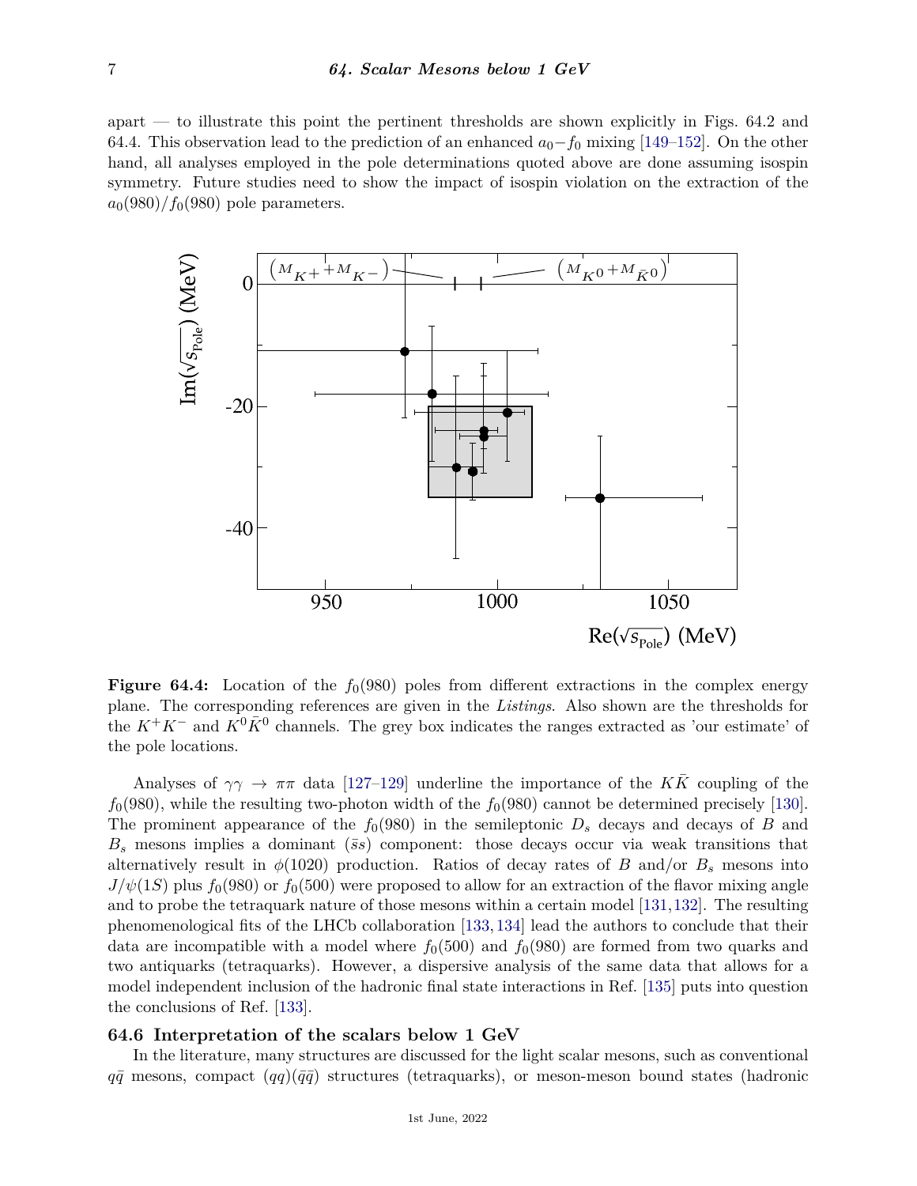apart — to illustrate this point the pertinent thresholds are shown explicitly in Figs. 64.2 and 64.4. This observation lead to the prediction of an enhanced $a_0-f_0$ mixing [149–152]. On the other hand, all analyses employed in the pole determinations quoted above are done assuming isospin symmetry. Future studies need to show the impact of isospin violation on the extraction of the $a_0(980)/f_0(980)$ pole parameters.

**Figure 64.4:** Location of the $f_0(980)$ poles from different extractions in the complex energy plane. The corresponding references are given in the *Listings*. Also shown are the thresholds for the $K^+K^-$ and $K^0\bar{K}^0$ channels. The grey box indicates the ranges extracted as 'our estimate' of the pole locations.

Analyses of $\gamma\gamma \to \pi\pi$ data [127–129] underline the importance of the $K\bar{K}$ coupling of the $f_0(980)$, while the resulting two-photon width of the $f_0(980)$ cannot be determined precisely [130]. The prominent appearance of the $f_0(980)$ in the semileptonic $D_s$ decays and decays of $B$ and $B_s$ mesons implies a dominant $(\bar{s}s)$ component: those decays occur via weak transitions that alternatively result in $\phi(1020)$ production. Ratios of decay rates of $B$ and/or $B_s$ mesons into $J/\psi(1S)$ plus $f_0(980)$ or $f_0(500)$ were proposed to allow for an extraction of the flavor mixing angle and to probe the tetraquark nature of those mesons within a certain model [131,132]. The resulting phenomenological fits of the LHCb collaboration [133,134] lead the authors to conclude that their data are incompatible with a model where $f_0(500)$ and $f_0(980)$ are formed from two quarks and two antiquarks (tetraquarks). However, a dispersive analysis of the same data that allows for a model independent inclusion of the hadronic final state interactions in Ref. [135] puts into question the conclusions of Ref. [133].

### 64.6 Interpretation of the scalars below 1 GeV

In the literature, many structures are discussed for the light scalar mesons, such as conventional $q\bar{q}$ mesons, compact $(qq)(\bar{q}\bar{q})$ structures (tetraquarks), or meson-meson bound states (hadronic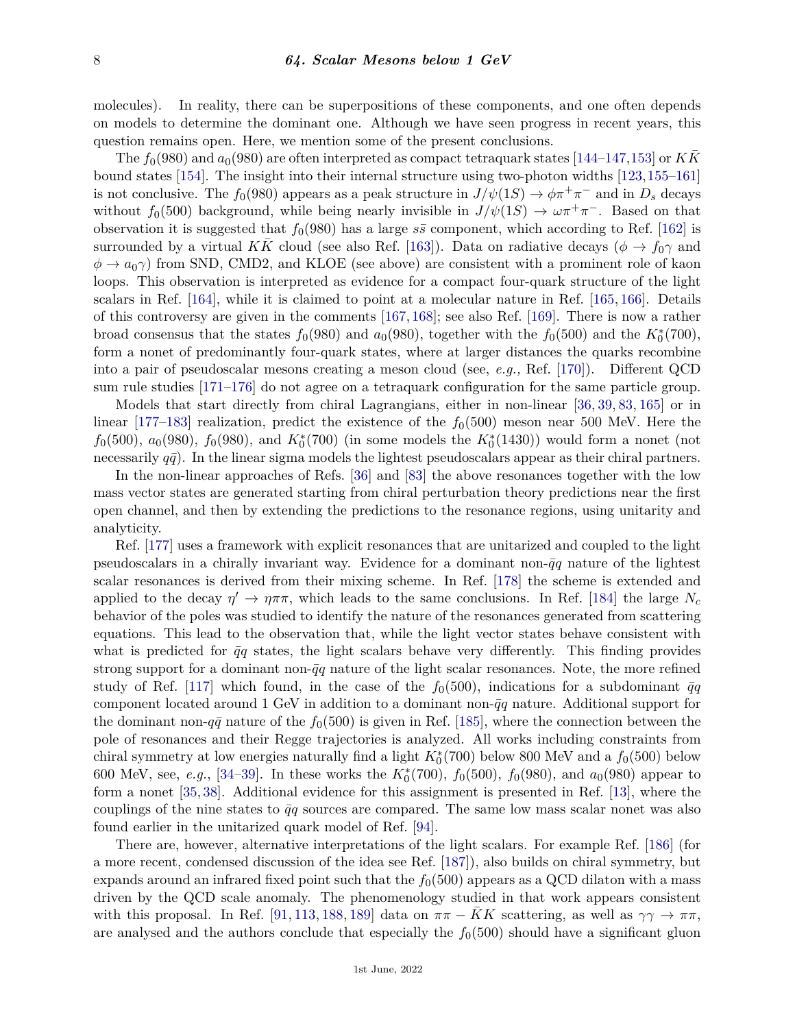molecules). In reality, there can be superpositions of these components, and one often depends on models to determine the dominant one. Although we have seen progress in recent years, this question remains open. Here, we mention some of the present conclusions.

The $f_0(980)$ and $a_0(980)$ are often interpreted as compact tetraquark states [144–147,153] or $K\bar{K}$ bound states [154]. The insight into their internal structure using two-photon widths [123, 155–161] is not conclusive. The $f_0(980)$ appears as a peak structure in $J/\psi(1S) \to \phi\pi^+\pi^-$ and in $D_s$ decays without $f_0(500)$ background, while being nearly invisible in $J/\psi(1S) \to \omega\pi^+\pi^-$. Based on that observation it is suggested that $f_0(980)$ has a large $s\bar{s}$ component, which according to Ref. [162] is surrounded by a virtual $K\bar{K}$ cloud (see also Ref. [163]). Data on radiative decays ($\phi \to f_0\gamma$ and $\phi \to a_0\gamma$) from SND, CMD2, and KLOE (see above) are consistent with a prominent role of kaon loops. This observation is interpreted as evidence for a compact four-quark structure of the light scalars in Ref. [164], while it is claimed to point at a molecular nature in Ref. [165, 166]. Details of this controversy are given in the comments [167, 168]; see also Ref. [169]. There is now a rather broad consensus that the states $f_0(980)$ and $a_0(980)$, together with the $f_0(500)$ and the $K_0^*(700)$, form a nonet of predominantly four-quark states, where at larger distances the quarks recombine into a pair of pseudoscalar mesons creating a meson cloud (see, *e.g.,* Ref. [170]). Different QCD sum rule studies [171–176] do not agree on a tetraquark configuration for the same particle group.

Models that start directly from chiral Lagrangians, either in non-linear [36, 39, 83, 165] or in linear [177–183] realization, predict the existence of the $f_0(500)$ meson near 500 MeV. Here the $f_0(500)$, $a_0(980)$, $f_0(980)$, and $K_0^*(700)$ (in some models the $K_0^*(1430)$) would form a nonet (not necessarily $q\bar{q}$). In the linear sigma models the lightest pseudoscalars appear as their chiral partners.

In the non-linear approaches of Refs. [36] and [83] the above resonances together with the low mass vector states are generated starting from chiral perturbation theory predictions near the first open channel, and then by extending the predictions to the resonance regions, using unitarity and analyticity.

Ref. [177] uses a framework with explicit resonances that are unitarized and coupled to the light pseudoscalars in a chirally invariant way. Evidence for a dominant non-$\bar{q}q$ nature of the lightest scalar resonances is derived from their mixing scheme. In Ref. [178] the scheme is extended and applied to the decay $\eta' \to \eta\pi\pi$, which leads to the same conclusions. In Ref. [184] the large $N_c$ behavior of the poles was studied to identify the nature of the resonances generated from scattering equations. This lead to the observation that, while the light vector states behave consistent with what is predicted for $\bar{q}q$ states, the light scalars behave very differently. This finding provides strong support for a dominant non-$\bar{q}q$ nature of the light scalar resonances. Note, the more refined study of Ref. [117] which found, in the case of the $f_0(500)$, indications for a subdominant $\bar{q}q$ component located around 1 GeV in addition to a dominant non-$\bar{q}q$ nature. Additional support for the dominant non-$q\bar{q}$ nature of the $f_0(500)$ is given in Ref. [185], where the connection between the pole of resonances and their Regge trajectories is analyzed. All works including constraints from chiral symmetry at low energies naturally find a light $K_0^*(700)$ below 800 MeV and a $f_0(500)$ below 600 MeV, see, *e.g.,* [34–39]. In these works the $K_0^*(700)$, $f_0(500)$, $f_0(980)$, and $a_0(980)$ appear to form a nonet [35, 38]. Additional evidence for this assignment is presented in Ref. [13], where the couplings of the nine states to $\bar{q}q$ sources are compared. The same low mass scalar nonet was also found earlier in the unitarized quark model of Ref. [94].

There are, however, alternative interpretations of the light scalars. For example Ref. [186] (for a more recent, condensed discussion of the idea see Ref. [187]), also builds on chiral symmetry, but expands around an infrared fixed point such that the $f_0(500)$ appears as a QCD dilaton with a mass driven by the QCD scale anomaly. The phenomenology studied in that work appears consistent with this proposal. In Ref. [91, 113, 188, 189] data on $\pi\pi - \bar{K}K$ scattering, as well as $\gamma\gamma \to \pi\pi$, are analysed and the authors conclude that especially the $f_0(500)$ should have a significant gluon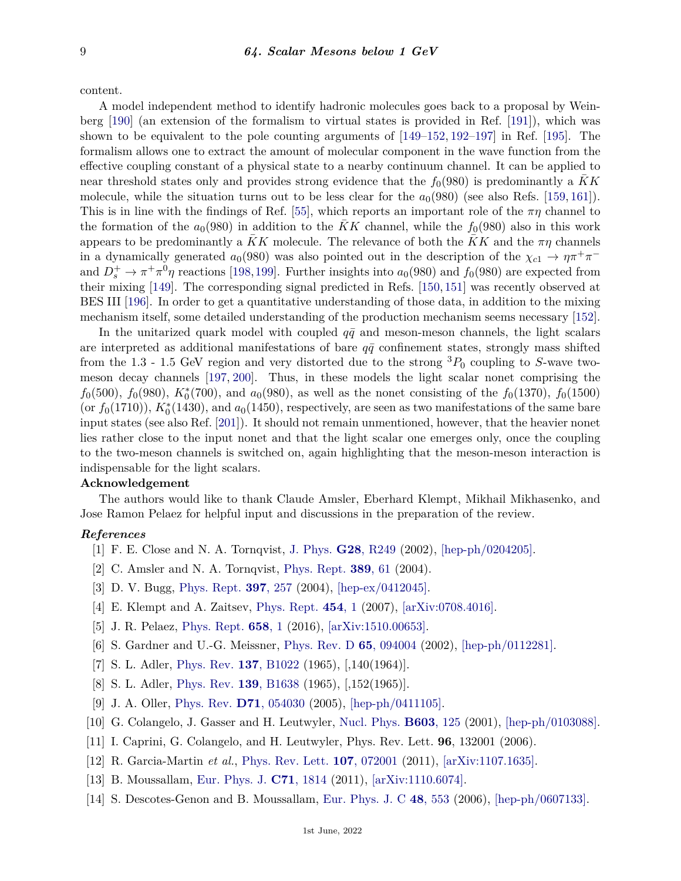content.

A model independent method to identify hadronic molecules goes back to a proposal by Weinberg [190] (an extension of the formalism to virtual states is provided in Ref. [191]), which was shown to be equivalent to the pole counting arguments of [149–152, 192–197] in Ref. [195]. The formalism allows one to extract the amount of molecular component in the wave function from the effective coupling constant of a physical state to a nearby continuum channel. It can be applied to near threshold states only and provides strong evidence that the $f_0(980)$ is predominantly a $\bar{K}K$ molecule, while the situation turns out to be less clear for the $a_0(980)$ (see also Refs. [159, 161]). This is in line with the findings of Ref. [55], which reports an important role of the $\pi\eta$ channel to the formation of the $a_0(980)$ in addition to the $\bar{K}K$ channel, while the $f_0(980)$ also in this work appears to be predominantly a $\bar{K}K$ molecule. The relevance of both the $\bar{K}K$ and the $\pi\eta$ channels in a dynamically generated $a_0(980)$ was also pointed out in the description of the $\chi_{c1} \to \eta\pi^+\pi^-$ and $D_s^+ \to \pi^+\pi^0\eta$ reactions [198,199]. Further insights into $a_0(980)$ and $f_0(980)$ are expected from their mixing [149]. The corresponding signal predicted in Refs. [150, 151] was recently observed at BES III [196]. In order to get a quantitative understanding of those data, in addition to the mixing mechanism itself, some detailed understanding of the production mechanism seems necessary [152].

In the unitarized quark model with coupled $q\bar{q}$ and meson-meson channels, the light scalars are interpreted as additional manifestations of bare $q\bar{q}$ confinement states, strongly mass shifted from the 1.3 - 1.5 GeV region and very distorted due to the strong ${}^3P_0$ coupling to $S$-wave two-meson decay channels [197, 200]. Thus, in these models the light scalar nonet comprising the $f_0(500)$, $f_0(980)$, $K_0^*(700)$, and $a_0(980)$, as well as the nonet consisting of the $f_0(1370)$, $f_0(1500)$ (or $f_0(1710)$), $K_0^*(1430)$, and $a_0(1450)$, respectively, are seen as two manifestations of the same bare input states (see also Ref. [201]). It should not remain unmentioned, however, that the heavier nonet lies rather close to the input nonet and that the light scalar one emerges only, once the coupling to the two-meson channels is switched on, again highlighting that the meson-meson interaction is indispensable for the light scalars.

**Acknowledgement**

The authors would like to thank Claude Amsler, Eberhard Klempt, Mikhail Mikhasenko, and Jose Ramon Pelaez for helpful input and discussions in the preparation of the review.

***References***

[1] F. E. Close and N. A. Tornqvist, J. Phys. **G28**, R249 (2002), [hep-ph/0204205].

[2] C. Amsler and N. A. Tornqvist, Phys. Rept. **389**, 61 (2004).

[3] D. V. Bugg, Phys. Rept. **397**, 257 (2004), [hep-ex/0412045].

[4] E. Klempt and A. Zaitsev, Phys. Rept. **454**, 1 (2007), [arXiv:0708.4016].

[5] J. R. Pelaez, Phys. Rept. **658**, 1 (2016), [arXiv:1510.00653].

[6] S. Gardner and U.-G. Meissner, Phys. Rev. D **65**, 094004 (2002), [hep-ph/0112281].

[7] S. L. Adler, Phys. Rev. **137**, B1022 (1965), [,140(1964)].

[8] S. L. Adler, Phys. Rev. **139**, B1638 (1965), [,152(1965)].

[9] J. A. Oller, Phys. Rev. **D71**, 054030 (2005), [hep-ph/0411105].

[10] G. Colangelo, J. Gasser and H. Leutwyler, Nucl. Phys. **B603**, 125 (2001), [hep-ph/0103088].

[11] I. Caprini, G. Colangelo, and H. Leutwyler, Phys. Rev. Lett. **96**, 132001 (2006).

[12] R. Garcia-Martin *et al.*, Phys. Rev. Lett. **107**, 072001 (2011), [arXiv:1107.1635].

[13] B. Moussallam, Eur. Phys. J. **C71**, 1814 (2011), [arXiv:1110.6074].

[14] S. Descotes-Genon and B. Moussallam, Eur. Phys. J. C **48**, 553 (2006), [hep-ph/0607133].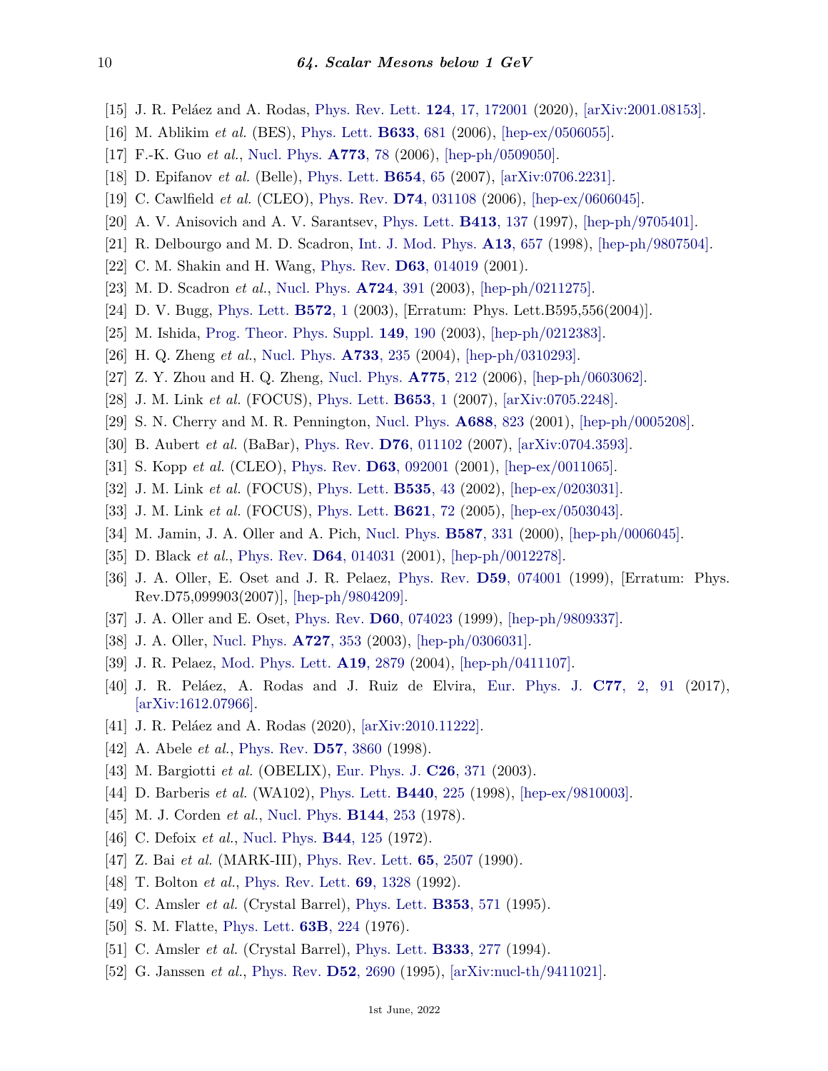[15] J. R. Peláez and A. Rodas, Phys. Rev. Lett. **124**, 17, 172001 (2020), [arXiv:2001.08153].

[16] M. Ablikim *et al.* (BES), Phys. Lett. **B633**, 681 (2006), [hep-ex/0506055].

[17] F.-K. Guo *et al.*, Nucl. Phys. **A773**, 78 (2006), [hep-ph/0509050].

[18] D. Epifanov *et al.* (Belle), Phys. Lett. **B654**, 65 (2007), [arXiv:0706.2231].

[19] C. Cawlfield *et al.* (CLEO), Phys. Rev. **D74**, 031108 (2006), [hep-ex/0606045].

[20] A. V. Anisovich and A. V. Sarantsev, Phys. Lett. **B413**, 137 (1997), [hep-ph/9705401].

[21] R. Delbourgo and M. D. Scadron, Int. J. Mod. Phys. **A13**, 657 (1998), [hep-ph/9807504].

[22] C. M. Shakin and H. Wang, Phys. Rev. **D63**, 014019 (2001).

[23] M. D. Scadron *et al.*, Nucl. Phys. **A724**, 391 (2003), [hep-ph/0211275].

[24] D. V. Bugg, Phys. Lett. **B572**, 1 (2003), [Erratum: Phys. Lett.B595,556(2004)].

[25] M. Ishida, Prog. Theor. Phys. Suppl. **149**, 190 (2003), [hep-ph/0212383].

[26] H. Q. Zheng *et al.*, Nucl. Phys. **A733**, 235 (2004), [hep-ph/0310293].

[27] Z. Y. Zhou and H. Q. Zheng, Nucl. Phys. **A775**, 212 (2006), [hep-ph/0603062].

[28] J. M. Link *et al.* (FOCUS), Phys. Lett. **B653**, 1 (2007), [arXiv:0705.2248].

[29] S. N. Cherry and M. R. Pennington, Nucl. Phys. **A688**, 823 (2001), [hep-ph/0005208].

[30] B. Aubert *et al.* (BaBar), Phys. Rev. **D76**, 011102 (2007), [arXiv:0704.3593].

[31] S. Kopp *et al.* (CLEO), Phys. Rev. **D63**, 092001 (2001), [hep-ex/0011065].

[32] J. M. Link *et al.* (FOCUS), Phys. Lett. **B535**, 43 (2002), [hep-ex/0203031].

[33] J. M. Link *et al.* (FOCUS), Phys. Lett. **B621**, 72 (2005), [hep-ex/0503043].

[34] M. Jamin, J. A. Oller and A. Pich, Nucl. Phys. **B587**, 331 (2000), [hep-ph/0006045].

[35] D. Black *et al.*, Phys. Rev. **D64**, 014031 (2001), [hep-ph/0012278].

[36] J. A. Oller, E. Oset and J. R. Pelaez, Phys. Rev. **D59**, 074001 (1999), [Erratum: Phys. Rev.D75,099903(2007)], [hep-ph/9804209].

[37] J. A. Oller and E. Oset, Phys. Rev. **D60**, 074023 (1999), [hep-ph/9809337].

[38] J. A. Oller, Nucl. Phys. **A727**, 353 (2003), [hep-ph/0306031].

[39] J. R. Pelaez, Mod. Phys. Lett. **A19**, 2879 (2004), [hep-ph/0411107].

[40] J. R. Peláez, A. Rodas and J. Ruiz de Elvira, Eur. Phys. J. **C77**, 2, 91 (2017), [arXiv:1612.07966].

[41] J. R. Peláez and A. Rodas (2020), [arXiv:2010.11222].

[42] A. Abele *et al.*, Phys. Rev. **D57**, 3860 (1998).

[43] M. Bargiotti *et al.* (OBELIX), Eur. Phys. J. **C26**, 371 (2003).

[44] D. Barberis *et al.* (WA102), Phys. Lett. **B440**, 225 (1998), [hep-ex/9810003].

[45] M. J. Corden *et al.*, Nucl. Phys. **B144**, 253 (1978).

[46] C. Defoix *et al.*, Nucl. Phys. **B44**, 125 (1972).

[47] Z. Bai *et al.* (MARK-III), Phys. Rev. Lett. **65**, 2507 (1990).

[48] T. Bolton *et al.*, Phys. Rev. Lett. **69**, 1328 (1992).

[49] C. Amsler *et al.* (Crystal Barrel), Phys. Lett. **B353**, 571 (1995).

[50] S. M. Flatte, Phys. Lett. **63B**, 224 (1976).

[51] C. Amsler *et al.* (Crystal Barrel), Phys. Lett. **B333**, 277 (1994).

[52] G. Janssen *et al.*, Phys. Rev. **D52**, 2690 (1995), [arXiv:nucl-th/9411021].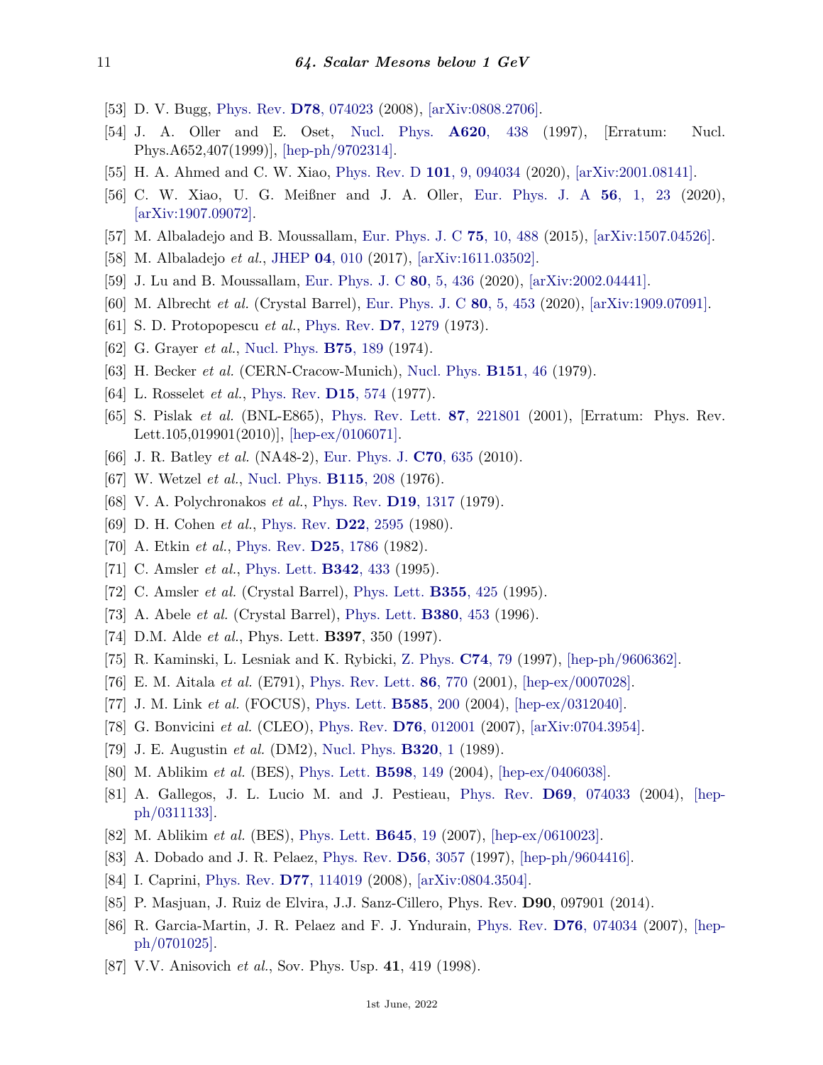[53] D. V. Bugg, Phys. Rev. **D78**, 074023 (2008), [arXiv:0808.2706].

[54] J. A. Oller and E. Oset, Nucl. Phys. **A620**, 438 (1997), [Erratum: Nucl. Phys.A652,407(1999)], [hep-ph/9702314].

[55] H. A. Ahmed and C. W. Xiao, Phys. Rev. D **101**, 9, 094034 (2020), [arXiv:2001.08141].

[56] C. W. Xiao, U. G. Meißner and J. A. Oller, Eur. Phys. J. A **56**, 1, 23 (2020), [arXiv:1907.09072].

[57] M. Albaladejo and B. Moussallam, Eur. Phys. J. C **75**, 10, 488 (2015), [arXiv:1507.04526].

[58] M. Albaladejo *et al.*, JHEP **04**, 010 (2017), [arXiv:1611.03502].

[59] J. Lu and B. Moussallam, Eur. Phys. J. C **80**, 5, 436 (2020), [arXiv:2002.04441].

[60] M. Albrecht *et al.* (Crystal Barrel), Eur. Phys. J. C **80**, 5, 453 (2020), [arXiv:1909.07091].

[61] S. D. Protopopescu *et al.*, Phys. Rev. **D7**, 1279 (1973).

[62] G. Grayer *et al.*, Nucl. Phys. **B75**, 189 (1974).

[63] H. Becker *et al.* (CERN-Cracow-Munich), Nucl. Phys. **B151**, 46 (1979).

[64] L. Rosselet *et al.*, Phys. Rev. **D15**, 574 (1977).

[65] S. Pislak *et al.* (BNL-E865), Phys. Rev. Lett. **87**, 221801 (2001), [Erratum: Phys. Rev. Lett.105,019901(2010)], [hep-ex/0106071].

[66] J. R. Batley *et al.* (NA48-2), Eur. Phys. J. **C70**, 635 (2010).

[67] W. Wetzel *et al.*, Nucl. Phys. **B115**, 208 (1976).

[68] V. A. Polychronakos *et al.*, Phys. Rev. **D19**, 1317 (1979).

[69] D. H. Cohen *et al.*, Phys. Rev. **D22**, 2595 (1980).

[70] A. Etkin *et al.*, Phys. Rev. **D25**, 1786 (1982).

[71] C. Amsler *et al.*, Phys. Lett. **B342**, 433 (1995).

[72] C. Amsler *et al.* (Crystal Barrel), Phys. Lett. **B355**, 425 (1995).

[73] A. Abele *et al.* (Crystal Barrel), Phys. Lett. **B380**, 453 (1996).

[74] D.M. Alde *et al.*, Phys. Lett. **B397**, 350 (1997).

[75] R. Kaminski, L. Lesniak and K. Rybicki, Z. Phys. **C74**, 79 (1997), [hep-ph/9606362].

[76] E. M. Aitala *et al.* (E791), Phys. Rev. Lett. **86**, 770 (2001), [hep-ex/0007028].

[77] J. M. Link *et al.* (FOCUS), Phys. Lett. **B585**, 200 (2004), [hep-ex/0312040].

[78] G. Bonvicini *et al.* (CLEO), Phys. Rev. **D76**, 012001 (2007), [arXiv:0704.3954].

[79] J. E. Augustin *et al.* (DM2), Nucl. Phys. **B320**, 1 (1989).

[80] M. Ablikim *et al.* (BES), Phys. Lett. **B598**, 149 (2004), [hep-ex/0406038].

[81] A. Gallegos, J. L. Lucio M. and J. Pestieau, Phys. Rev. **D69**, 074033 (2004), [hep-ph/0311133].

[82] M. Ablikim *et al.* (BES), Phys. Lett. **B645**, 19 (2007), [hep-ex/0610023].

[83] A. Dobado and J. R. Pelaez, Phys. Rev. **D56**, 3057 (1997), [hep-ph/9604416].

[84] I. Caprini, Phys. Rev. **D77**, 114019 (2008), [arXiv:0804.3504].

[85] P. Masjuan, J. Ruiz de Elvira, J.J. Sanz-Cillero, Phys. Rev. **D90**, 097901 (2014).

[86] R. Garcia-Martin, J. R. Pelaez and F. J. Yndurain, Phys. Rev. **D76**, 074034 (2007), [hep-ph/0701025].

[87] V.V. Anisovich *et al.*, Sov. Phys. Usp. **41**, 419 (1998).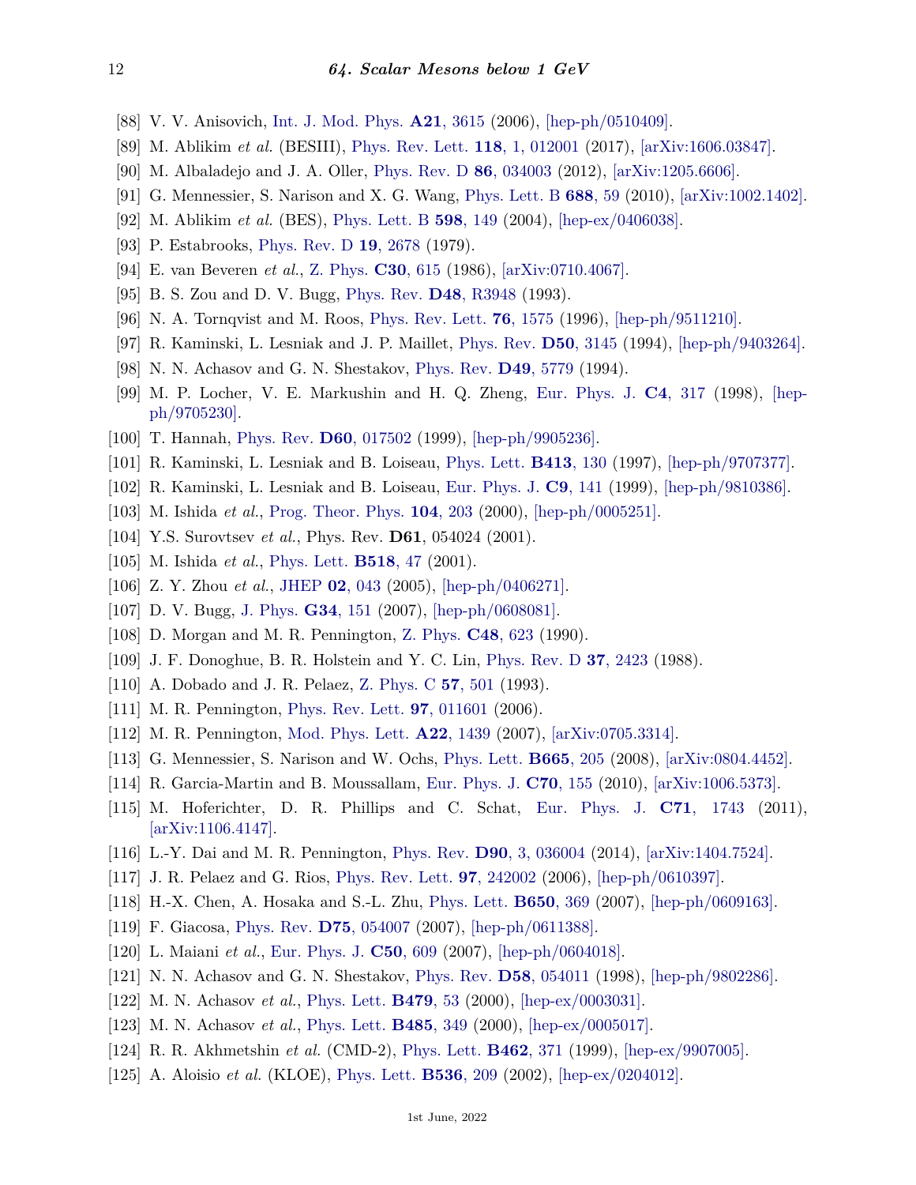[88] V. V. Anisovich, Int. J. Mod. Phys. **A21**, 3615 (2006), [hep-ph/0510409].

[89] M. Ablikim *et al.* (BESIII), Phys. Rev. Lett. **118**, 1, 012001 (2017), [arXiv:1606.03847].

[90] M. Albaladejo and J. A. Oller, Phys. Rev. D **86**, 034003 (2012), [arXiv:1205.6606].

[91] G. Mennessier, S. Narison and X. G. Wang, Phys. Lett. B **688**, 59 (2010), [arXiv:1002.1402].

[92] M. Ablikim *et al.* (BES), Phys. Lett. B **598**, 149 (2004), [hep-ex/0406038].

[93] P. Estabrooks, Phys. Rev. D **19**, 2678 (1979).

[94] E. van Beveren *et al.*, Z. Phys. **C30**, 615 (1986), [arXiv:0710.4067].

[95] B. S. Zou and D. V. Bugg, Phys. Rev. **D48**, R3948 (1993).

[96] N. A. Tornqvist and M. Roos, Phys. Rev. Lett. **76**, 1575 (1996), [hep-ph/9511210].

[97] R. Kaminski, L. Lesniak and J. P. Maillet, Phys. Rev. **D50**, 3145 (1994), [hep-ph/9403264].

[98] N. N. Achasov and G. N. Shestakov, Phys. Rev. **D49**, 5779 (1994).

[99] M. P. Locher, V. E. Markushin and H. Q. Zheng, Eur. Phys. J. **C4**, 317 (1998), [hep-ph/9705230].

[100] T. Hannah, Phys. Rev. **D60**, 017502 (1999), [hep-ph/9905236].

[101] R. Kaminski, L. Lesniak and B. Loiseau, Phys. Lett. **B413**, 130 (1997), [hep-ph/9707377].

[102] R. Kaminski, L. Lesniak and B. Loiseau, Eur. Phys. J. **C9**, 141 (1999), [hep-ph/9810386].

[103] M. Ishida *et al.*, Prog. Theor. Phys. **104**, 203 (2000), [hep-ph/0005251].

[104] Y.S. Surovtsev *et al.*, Phys. Rev. **D61**, 054024 (2001).

[105] M. Ishida *et al.*, Phys. Lett. **B518**, 47 (2001).

[106] Z. Y. Zhou *et al.*, JHEP **02**, 043 (2005), [hep-ph/0406271].

[107] D. V. Bugg, J. Phys. **G34**, 151 (2007), [hep-ph/0608081].

[108] D. Morgan and M. R. Pennington, Z. Phys. **C48**, 623 (1990).

[109] J. F. Donoghue, B. R. Holstein and Y. C. Lin, Phys. Rev. D **37**, 2423 (1988).

[110] A. Dobado and J. R. Pelaez, Z. Phys. C **57**, 501 (1993).

[111] M. R. Pennington, Phys. Rev. Lett. **97**, 011601 (2006).

[112] M. R. Pennington, Mod. Phys. Lett. **A22**, 1439 (2007), [arXiv:0705.3314].

[113] G. Mennessier, S. Narison and W. Ochs, Phys. Lett. **B665**, 205 (2008), [arXiv:0804.4452].

[114] R. Garcia-Martin and B. Moussallam, Eur. Phys. J. **C70**, 155 (2010), [arXiv:1006.5373].

[115] M. Hoferichter, D. R. Phillips and C. Schat, Eur. Phys. J. **C71**, 1743 (2011), [arXiv:1106.4147].

[116] L.-Y. Dai and M. R. Pennington, Phys. Rev. **D90**, 3, 036004 (2014), [arXiv:1404.7524].

[117] J. R. Pelaez and G. Rios, Phys. Rev. Lett. **97**, 242002 (2006), [hep-ph/0610397].

[118] H.-X. Chen, A. Hosaka and S.-L. Zhu, Phys. Lett. **B650**, 369 (2007), [hep-ph/0609163].

[119] F. Giacosa, Phys. Rev. **D75**, 054007 (2007), [hep-ph/0611388].

[120] L. Maiani *et al.*, Eur. Phys. J. **C50**, 609 (2007), [hep-ph/0604018].

[121] N. N. Achasov and G. N. Shestakov, Phys. Rev. **D58**, 054011 (1998), [hep-ph/9802286].

[122] M. N. Achasov *et al.*, Phys. Lett. **B479**, 53 (2000), [hep-ex/0003031].

[123] M. N. Achasov *et al.*, Phys. Lett. **B485**, 349 (2000), [hep-ex/0005017].

[124] R. R. Akhmetshin *et al.* (CMD-2), Phys. Lett. **B462**, 371 (1999), [hep-ex/9907005].

[125] A. Aloisio *et al.* (KLOE), Phys. Lett. **B536**, 209 (2002), [hep-ex/0204012].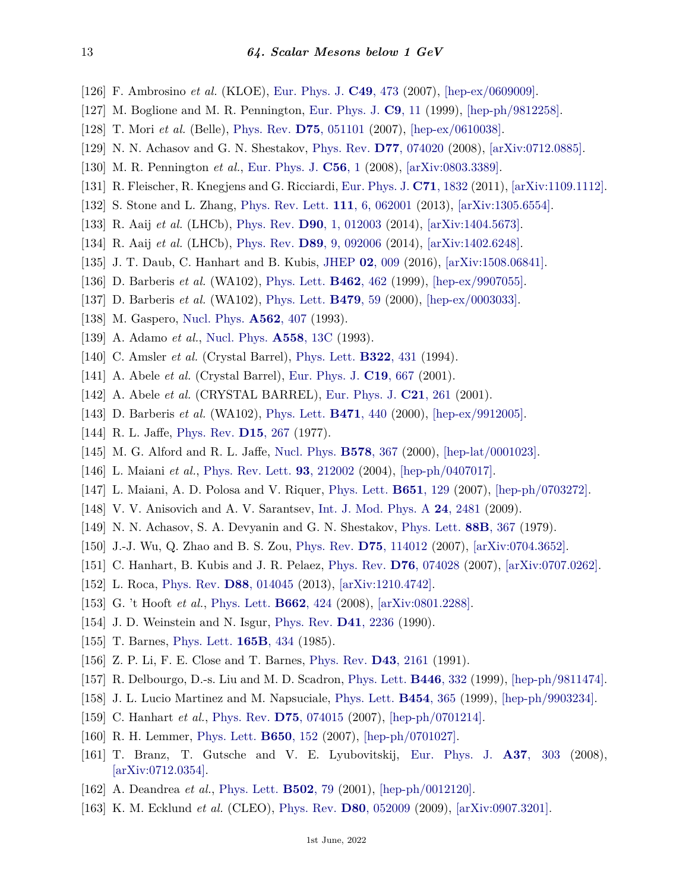[126] F. Ambrosino *et al.* (KLOE), Eur. Phys. J. **C49**, 473 (2007), [hep-ex/0609009].

[127] M. Boglione and M. R. Pennington, Eur. Phys. J. **C9**, 11 (1999), [hep-ph/9812258].

[128] T. Mori *et al.* (Belle), Phys. Rev. **D75**, 051101 (2007), [hep-ex/0610038].

[129] N. N. Achasov and G. N. Shestakov, Phys. Rev. **D77**, 074020 (2008), [arXiv:0712.0885].

[130] M. R. Pennington *et al.*, Eur. Phys. J. **C56**, 1 (2008), [arXiv:0803.3389].

[131] R. Fleischer, R. Knegjens and G. Ricciardi, Eur. Phys. J. **C71**, 1832 (2011), [arXiv:1109.1112].

[132] S. Stone and L. Zhang, Phys. Rev. Lett. **111**, 6, 062001 (2013), [arXiv:1305.6554].

[133] R. Aaij *et al.* (LHCb), Phys. Rev. **D90**, 1, 012003 (2014), [arXiv:1404.5673].

[134] R. Aaij *et al.* (LHCb), Phys. Rev. **D89**, 9, 092006 (2014), [arXiv:1402.6248].

[135] J. T. Daub, C. Hanhart and B. Kubis, JHEP **02**, 009 (2016), [arXiv:1508.06841].

[136] D. Barberis *et al.* (WA102), Phys. Lett. **B462**, 462 (1999), [hep-ex/9907055].

[137] D. Barberis *et al.* (WA102), Phys. Lett. **B479**, 59 (2000), [hep-ex/0003033].

[138] M. Gaspero, Nucl. Phys. **A562**, 407 (1993).

[139] A. Adamo *et al.*, Nucl. Phys. **A558**, 13C (1993).

[140] C. Amsler *et al.* (Crystal Barrel), Phys. Lett. **B322**, 431 (1994).

[141] A. Abele *et al.* (Crystal Barrel), Eur. Phys. J. **C19**, 667 (2001).

[142] A. Abele *et al.* (CRYSTAL BARREL), Eur. Phys. J. **C21**, 261 (2001).

[143] D. Barberis *et al.* (WA102), Phys. Lett. **B471**, 440 (2000), [hep-ex/9912005].

[144] R. L. Jaffe, Phys. Rev. **D15**, 267 (1977).

[145] M. G. Alford and R. L. Jaffe, Nucl. Phys. **B578**, 367 (2000), [hep-lat/0001023].

[146] L. Maiani *et al.*, Phys. Rev. Lett. **93**, 212002 (2004), [hep-ph/0407017].

[147] L. Maiani, A. D. Polosa and V. Riquer, Phys. Lett. **B651**, 129 (2007), [hep-ph/0703272].

[148] V. V. Anisovich and A. V. Sarantsev, Int. J. Mod. Phys. A **24**, 2481 (2009).

[149] N. N. Achasov, S. A. Devyanin and G. N. Shestakov, Phys. Lett. **88B**, 367 (1979).

[150] J.-J. Wu, Q. Zhao and B. S. Zou, Phys. Rev. **D75**, 114012 (2007), [arXiv:0704.3652].

[151] C. Hanhart, B. Kubis and J. R. Pelaez, Phys. Rev. **D76**, 074028 (2007), [arXiv:0707.0262].

[152] L. Roca, Phys. Rev. **D88**, 014045 (2013), [arXiv:1210.4742].

[153] G. 't Hooft *et al.*, Phys. Lett. **B662**, 424 (2008), [arXiv:0801.2288].

[154] J. D. Weinstein and N. Isgur, Phys. Rev. **D41**, 2236 (1990).

[155] T. Barnes, Phys. Lett. **165B**, 434 (1985).

[156] Z. P. Li, F. E. Close and T. Barnes, Phys. Rev. **D43**, 2161 (1991).

[157] R. Delbourgo, D.-s. Liu and M. D. Scadron, Phys. Lett. **B446**, 332 (1999), [hep-ph/9811474].

[158] J. L. Lucio Martinez and M. Napsuciale, Phys. Lett. **B454**, 365 (1999), [hep-ph/9903234].

[159] C. Hanhart *et al.*, Phys. Rev. **D75**, 074015 (2007), [hep-ph/0701214].

[160] R. H. Lemmer, Phys. Lett. **B650**, 152 (2007), [hep-ph/0701027].

[161] T. Branz, T. Gutsche and V. E. Lyubovitskij, Eur. Phys. J. **A37**, 303 (2008), [arXiv:0712.0354].

[162] A. Deandrea *et al.*, Phys. Lett. **B502**, 79 (2001), [hep-ph/0012120].

[163] K. M. Ecklund *et al.* (CLEO), Phys. Rev. **D80**, 052009 (2009), [arXiv:0907.3201].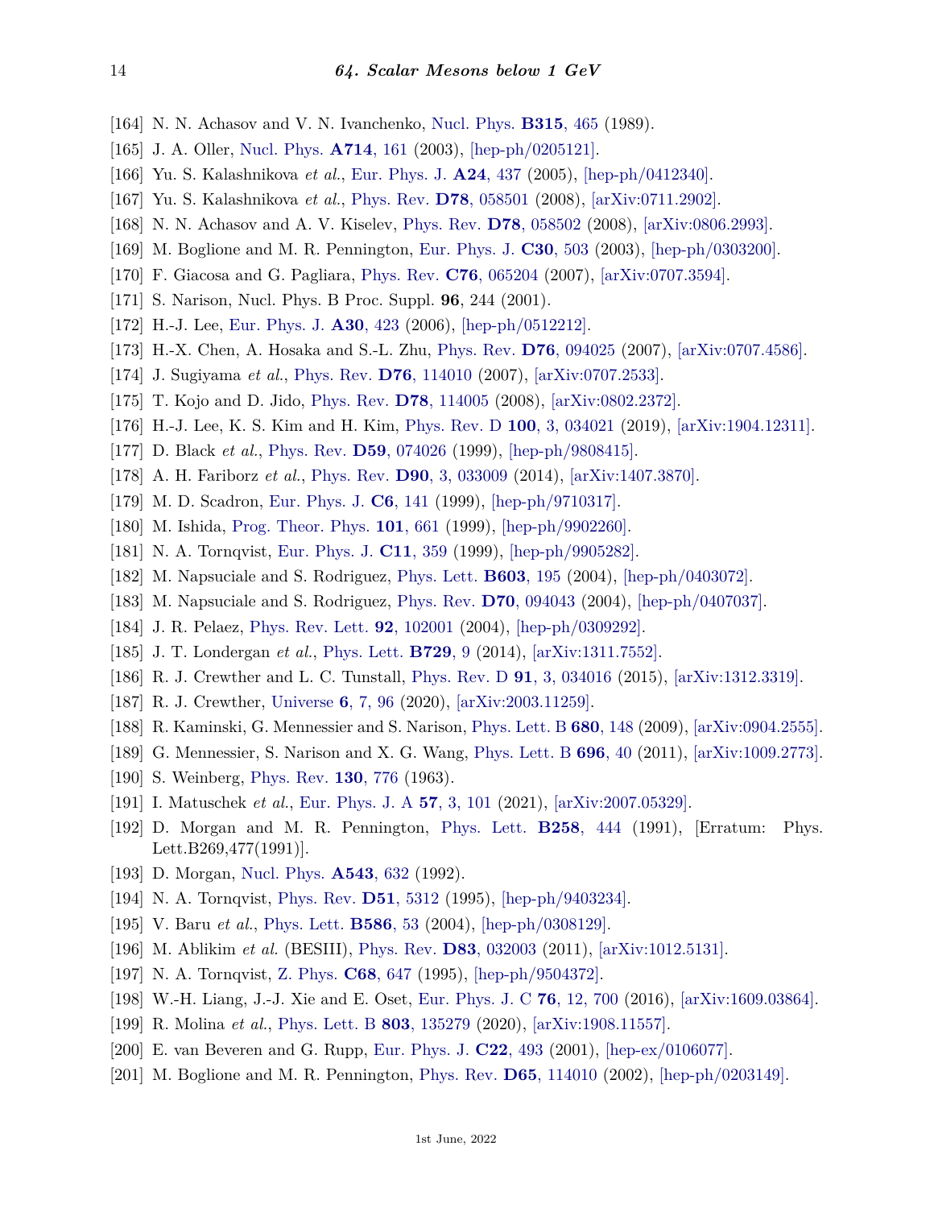[164] N. N. Achasov and V. N. Ivanchenko, Nucl. Phys. **B315**, 465 (1989).

[165] J. A. Oller, Nucl. Phys. **A714**, 161 (2003), [hep-ph/0205121].

[166] Yu. S. Kalashnikova *et al.*, Eur. Phys. J. **A24**, 437 (2005), [hep-ph/0412340].

[167] Yu. S. Kalashnikova *et al.*, Phys. Rev. **D78**, 058501 (2008), [arXiv:0711.2902].

[168] N. N. Achasov and A. V. Kiselev, Phys. Rev. **D78**, 058502 (2008), [arXiv:0806.2993].

[169] M. Boglione and M. R. Pennington, Eur. Phys. J. **C30**, 503 (2003), [hep-ph/0303200].

[170] F. Giacosa and G. Pagliara, Phys. Rev. **C76**, 065204 (2007), [arXiv:0707.3594].

[171] S. Narison, Nucl. Phys. B Proc. Suppl. **96**, 244 (2001).

[172] H.-J. Lee, Eur. Phys. J. **A30**, 423 (2006), [hep-ph/0512212].

[173] H.-X. Chen, A. Hosaka and S.-L. Zhu, Phys. Rev. **D76**, 094025 (2007), [arXiv:0707.4586].

[174] J. Sugiyama *et al.*, Phys. Rev. **D76**, 114010 (2007), [arXiv:0707.2533].

[175] T. Kojo and D. Jido, Phys. Rev. **D78**, 114005 (2008), [arXiv:0802.2372].

[176] H.-J. Lee, K. S. Kim and H. Kim, Phys. Rev. D **100**, 3, 034021 (2019), [arXiv:1904.12311].

[177] D. Black *et al.*, Phys. Rev. **D59**, 074026 (1999), [hep-ph/9808415].

[178] A. H. Fariborz *et al.*, Phys. Rev. **D90**, 3, 033009 (2014), [arXiv:1407.3870].

[179] M. D. Scadron, Eur. Phys. J. **C6**, 141 (1999), [hep-ph/9710317].

[180] M. Ishida, Prog. Theor. Phys. **101**, 661 (1999), [hep-ph/9902260].

[181] N. A. Tornqvist, Eur. Phys. J. **C11**, 359 (1999), [hep-ph/9905282].

[182] M. Napsuciale and S. Rodriguez, Phys. Lett. **B603**, 195 (2004), [hep-ph/0403072].

[183] M. Napsuciale and S. Rodriguez, Phys. Rev. **D70**, 094043 (2004), [hep-ph/0407037].

[184] J. R. Pelaez, Phys. Rev. Lett. **92**, 102001 (2004), [hep-ph/0309292].

[185] J. T. Londergan *et al.*, Phys. Lett. **B729**, 9 (2014), [arXiv:1311.7552].

[186] R. J. Crewther and L. C. Tunstall, Phys. Rev. D **91**, 3, 034016 (2015), [arXiv:1312.3319].

[187] R. J. Crewther, Universe **6**, 7, 96 (2020), [arXiv:2003.11259].

[188] R. Kaminski, G. Mennessier and S. Narison, Phys. Lett. B **680**, 148 (2009), [arXiv:0904.2555].

[189] G. Mennessier, S. Narison and X. G. Wang, Phys. Lett. B **696**, 40 (2011), [arXiv:1009.2773].

[190] S. Weinberg, Phys. Rev. **130**, 776 (1963).

[191] I. Matuschek *et al.*, Eur. Phys. J. A **57**, 3, 101 (2021), [arXiv:2007.05329].

[192] D. Morgan and M. R. Pennington, Phys. Lett. **B258**, 444 (1991), [Erratum: Phys. Lett.B269,477(1991)].

[193] D. Morgan, Nucl. Phys. **A543**, 632 (1992).

[194] N. A. Tornqvist, Phys. Rev. **D51**, 5312 (1995), [hep-ph/9403234].

[195] V. Baru *et al.*, Phys. Lett. **B586**, 53 (2004), [hep-ph/0308129].

[196] M. Ablikim *et al.* (BESIII), Phys. Rev. **D83**, 032003 (2011), [arXiv:1012.5131].

[197] N. A. Tornqvist, Z. Phys. **C68**, 647 (1995), [hep-ph/9504372].

[198] W.-H. Liang, J.-J. Xie and E. Oset, Eur. Phys. J. C **76**, 12, 700 (2016), [arXiv:1609.03864].

[199] R. Molina *et al.*, Phys. Lett. B **803**, 135279 (2020), [arXiv:1908.11557].

[200] E. van Beveren and G. Rupp, Eur. Phys. J. **C22**, 493 (2001), [hep-ex/0106077].

[201] M. Boglione and M. R. Pennington, Phys. Rev. **D65**, 114010 (2002), [hep-ph/0203149].